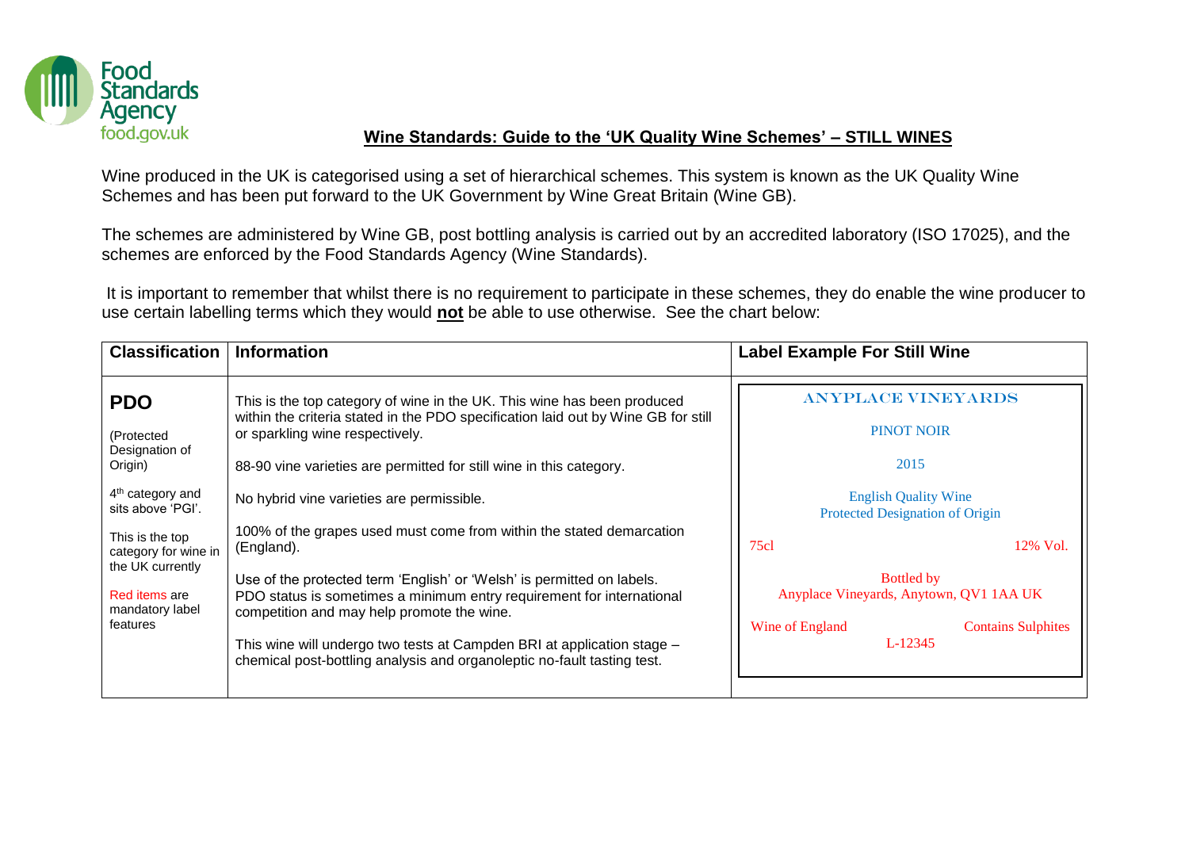## Wine Standards: Guide to the 'UK Quality Wine Schemes' – STILL WINES

Wine produced in the UK is categorised using a set of hierarchical schemes. This system is known as the UK Quality Wine Schemes and has been put forward to the UK Government by Wine Great Britain (Wine GB).

The schemes are administered by Wine GB, post bottling analysis is carried out by an accredited laboratory (ISO 17025), and the schemes are enforced by the Food Standards Agency (Wine Standards).

It is important to remember that whilst there is no requirement to participate in these schemes, they do enable the wine producer to use certain labelling terms which they would **not** be able to use otherwise. See the chart below:

| Classification | Information | Label Example For Still Wine |
|---|---|---|
| **PDO**<br><br>(Protected Designation of Origin)<br><br>4th category and sits above 'PGI'.<br><br>This is the top category for wine in the UK currently<br><br>Red items are mandatory label features | This is the top category of wine in the UK. This wine has been produced within the criteria stated in the PDO specification laid out by Wine GB for still or sparkling wine respectively.<br><br>88-90 vine varieties are permitted for still wine in this category.<br><br>No hybrid vine varieties are permissible.<br><br>100% of the grapes used must come from within the stated demarcation (England).<br><br>Use of the protected term 'English' or 'Welsh' is permitted on labels. PDO status is sometimes a minimum entry requirement for international competition and may help promote the wine.<br><br>This wine will undergo two tests at Campden BRI at application stage – chemical post-bottling analysis and organoleptic no-fault tasting test. | ANYPLACE VINEYARDS<br><br>PINOT NOIR<br><br>2015<br><br>English Quality Wine<br>Protected Designation of Origin<br><br>75cl 12% Vol.<br><br>Bottled by<br>Anyplace Vineyards, Anytown, QV1 1AA UK<br><br>Wine of England Contains Sulphites<br>L-12345 |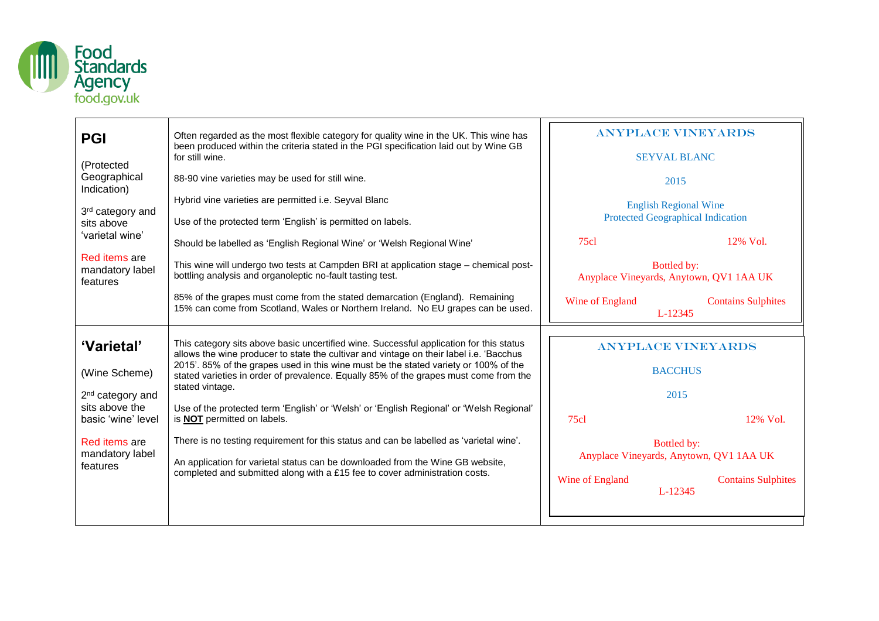| | | |
|---|---|---|
| **PGI**<br><br>(Protected Geographical Indication)<br><br>3rd category and sits above 'varietal wine'<br><br>Red items are mandatory label features | Often regarded as the most flexible category for quality wine in the UK. This wine has been produced within the criteria stated in the PGI specification laid out by Wine GB for still wine.<br><br>88-90 vine varieties may be used for still wine.<br><br>Hybrid vine varieties are permitted i.e. Seyval Blanc<br><br>Use of the protected term 'English' is permitted on labels.<br><br>Should be labelled as 'English Regional Wine' or 'Welsh Regional Wine'<br><br>This wine will undergo two tests at Campden BRI at application stage – chemical post-bottling analysis and organoleptic no-fault tasting test.<br><br>85% of the grapes must come from the stated demarcation (England). Remaining 15% can come from Scotland, Wales or Northern Ireland. No EU grapes can be used. | ANYPLACE VINEYARDS<br><br>SEYVAL BLANC<br><br>2015<br><br>English Regional Wine<br>Protected Geographical Indication<br><br>75cl 12% Vol.<br><br>Bottled by:<br>Anyplace Vineyards, Anytown, QV1 1AA UK<br><br>Wine of England Contains Sulphites<br>L-12345 |
| **'Varietal'**<br><br>(Wine Scheme)<br><br>2nd category and sits above the basic 'wine' level<br><br>Red items are mandatory label features | This category sits above basic uncertified wine. Successful application for this status allows the wine producer to state the cultivar and vintage on their label i.e. 'Bacchus 2015'. 85% of the grapes used in this wine must be the stated variety or 100% of the stated varieties in order of prevalence. Equally 85% of the grapes must come from the stated vintage.<br><br>Use of the protected term 'English' or 'Welsh' or 'English Regional' or 'Welsh Regional' is **NOT** permitted on labels.<br><br>There is no testing requirement for this status and can be labelled as 'varietal wine'.<br><br>An application for varietal status can be downloaded from the Wine GB website, completed and submitted along with a £15 fee to cover administration costs. | ANYPLACE VINEYARDS<br><br>BACCHUS<br><br>2015<br><br>75cl 12% Vol.<br><br>Bottled by:<br>Anyplace Vineyards, Anytown, QV1 1AA UK<br><br>Wine of England Contains Sulphites<br>L-12345 |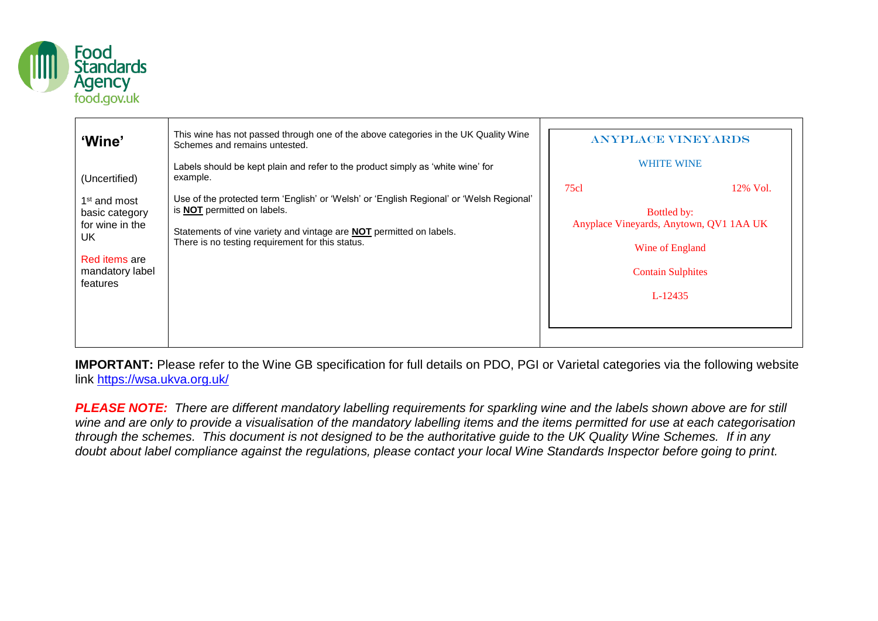| | | |
|---|---|---|
| **'Wine'**<br><br>(Uncertified)<br><br>1st and most basic category for wine in the UK<br><br>Red items are mandatory label features | This wine has not passed through one of the above categories in the UK Quality Wine Schemes and remains untested.<br><br>Labels should be kept plain and refer to the product simply as 'white wine' for example.<br><br>Use of the protected term 'English' or 'Welsh' or 'English Regional' or 'Welsh Regional' is **NOT** permitted on labels.<br><br>Statements of vine variety and vintage are **NOT** permitted on labels.<br>There is no testing requirement for this status. | ANYPLACE VINEYARDS<br><br>WHITE WINE<br><br>75cl 12% Vol.<br><br>Bottled by:<br>Anyplace Vineyards, Anytown, QV1 1AA UK<br><br>Wine of England<br><br>Contain Sulphites<br><br>L-12435 |

**IMPORTANT:** Please refer to the Wine GB specification for full details on PDO, PGI or Varietal categories via the following website link https://wsa.ukva.org.uk/

***PLEASE NOTE:*** *There are different mandatory labelling requirements for sparkling wine and the labels shown above are for still wine and are only to provide a visualisation of the mandatory labelling items and the items permitted for use at each categorisation through the schemes. This document is not designed to be the authoritative guide to the UK Quality Wine Schemes. If in any doubt about label compliance against the regulations, please contact your local Wine Standards Inspector before going to print.*